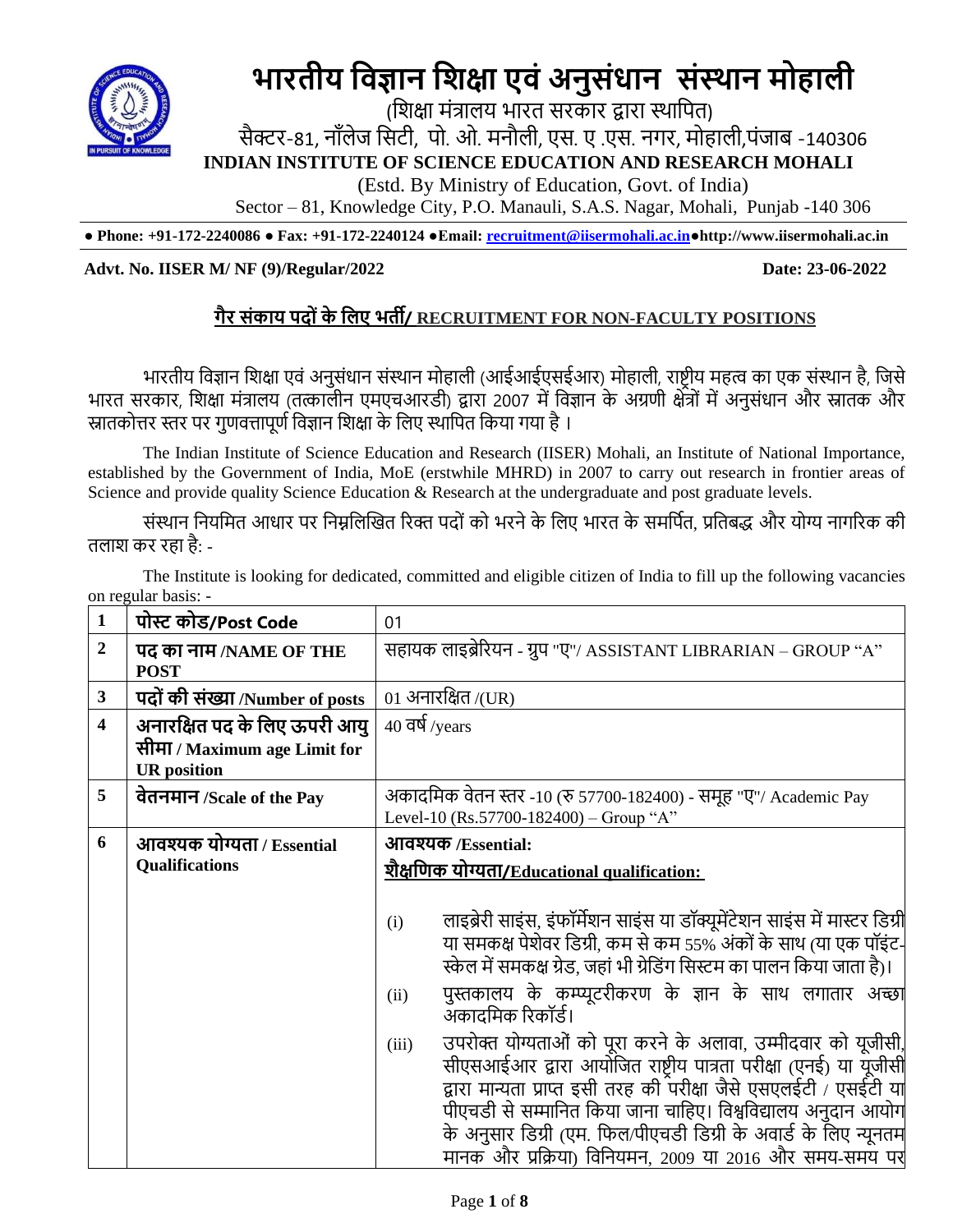# भारतीय विज्ञान शिक्षा एवं अनुसंधान संस्थान मोहाली

(शिक्षा मंत्रालय भारत सरकार द्वारा स्थापित)

सैक्टर-81, नॉलेज सिटी, पो. ओ. मनौली, एस. ए .एस. नगर, मोहाली,पंजाब -140306

**INDIAN INSTITUTE OF SCIENCE EDUCATION AND RESEARCH MOHALI**

(Estd. By Ministry of Education, Govt. of India)

Sector – 81, Knowledge City, P.O. Manauli, S.A.S. Nagar, Mohali, Punjab -140 306

**● Phone: +91-172-2240086 ● Fax: +91-172-2240124 ●Email: recruitment@iisermohali.ac.in●http://www.iisermohali.ac.in**

**Advt. No. IISER M/ NF (9)/Regular/2022** **Date: 23-06-2022**

## गैर संकाय पदों के लिए भर्ती/ RECRUITMENT FOR NON-FACULTY POSITIONS

भारतीय विज्ञान शिक्षा एवं अनुसंधान संस्थान मोहाली (आईआईएसईआर) मोहाली, राष्ट्रीय महत्व का एक संस्थान है, जिसे भारत सरकार, शिक्षा मंत्रालय (तत्कालीन एमएचआरडी) द्वारा 2007 में विज्ञान के अग्रणी क्षेत्रों में अनुसंधान और स्नातक और स्नातकोत्तर स्तर पर गुणवत्तापूर्ण विज्ञान शिक्षा के लिए स्थापित किया गया है ।

The Indian Institute of Science Education and Research (IISER) Mohali, an Institute of National Importance, established by the Government of India, MoE (erstwhile MHRD) in 2007 to carry out research in frontier areas of Science and provide quality Science Education & Research at the undergraduate and post graduate levels.

संस्थान नियमित आधार पर निम्नलिखित रिक्त पदों को भरने के लिए भारत के समर्पित, प्रतिबद्ध और योग्य नागरिक की तलाश कर रहा है: -

The Institute is looking for dedicated, committed and eligible citizen of India to fill up the following vacancies on regular basis: -

| **1** | **पोस्ट कोड/Post Code** | 01 |
|---|---|---|
| **2** | **पद का नाम /NAME OF THE POST** | सहायक लाइब्रेरियन - ग्रुप "ए"/ ASSISTANT LIBRARIAN – GROUP "A" |
| **3** | **पदों की संख्या /Number of posts** | 01 अनारक्षित /(UR) |
| **4** | **अनारक्षित पद के लिए ऊपरी आयु सीमा / Maximum age Limit for UR position** | 40 वर्ष /years |
| **5** | **वेतनमान /Scale of the Pay** | अकादमिक वेतन स्तर -10 (रु 57700-182400) - समूह "ए"/ Academic Pay Level-10 (Rs.57700-182400) – Group "A" |
| **6** | **आवश्यक योग्यता / Essential Qualifications** | **आवश्यक /Essential:**<br>**शैक्षणिक योग्यता/Educational qualification:**<br>(i) लाइब्रेरी साइंस, इंफॉर्मेशन साइंस या डॉक्यूमेंटेशन साइंस में मास्टर डिग्री या समकक्ष पेशेवर डिग्री, कम से कम 55% अंकों के साथ (या एक पॉइंट-स्केल में समकक्ष ग्रेड, जहां भी ग्रेडिंग सिस्टम का पालन किया जाता है)।<br>(ii) पुस्तकालय के कम्प्यूटरीकरण के ज्ञान के साथ लगातार अच्छा अकादमिक रिकॉर्ड।<br>(iii) उपरोक्त योग्यताओं को पूरा करने के अलावा, उम्मीदवार को यूजीसी, सीएसआईआर द्वारा आयोजित राष्ट्रीय पात्रता परीक्षा (एनई) या यूजीसी द्वारा मान्यता प्राप्त इसी तरह की परीक्षा जैसे एसएलईटी / एसईटी या पीएचडी से सम्मानित किया जाना चाहिए। विश्वविद्यालय अनुदान आयोग के अनुसार डिग्री (एम. फिल/पीएचडी डिग्री के अवार्ड के लिए न्यूनतम मानक और प्रक्रिया) विनियमन, 2009 या 2016 और समय-समय पर |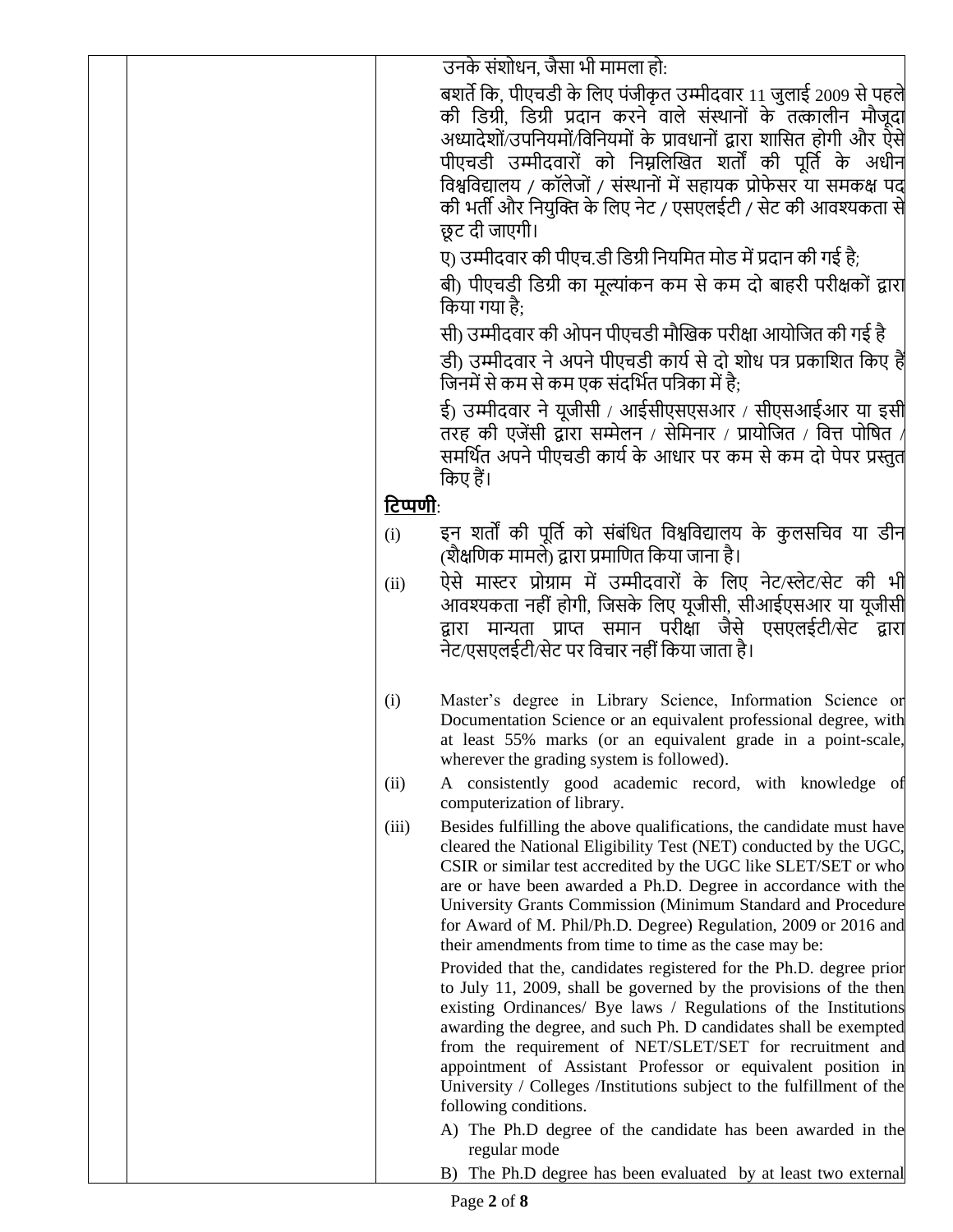| | | |
|---|---|---|
| | | उनके संशोधन, जैसा भी मामला हो:<br><br>बशर्ते कि, पीएचडी के लिए पंजीकृत उम्मीदवार 11 जुलाई 2009 से पहले की डिग्री, डिग्री प्रदान करने वाले संस्थानों के तत्कालीन मौजूदा अध्यादेशों/उपनियमों/विनियमों के प्रावधानों द्वारा शासित होगी और ऐसे पीएचडी उम्मीदवारों को निम्नलिखित शर्तों की पूर्ति के अधीन विश्वविद्यालय / कॉलेजों / संस्थानों में सहायक प्रोफेसर या समकक्ष पद की भर्ती और नियुक्ति के लिए नेट / एसएलईटी / सेट की आवश्यकता से छूट दी जाएगी।<br><br>ए) उम्मीदवार की पीएच.डी डिग्री नियमित मोड में प्रदान की गई है;<br><br>बी) पीएचडी डिग्री का मूल्यांकन कम से कम दो बाहरी परीक्षकों द्वारा किया गया है;<br><br>सी) उम्मीदवार की ओपन पीएचडी मौखिक परीक्षा आयोजित की गई है<br><br>डी) उम्मीदवार ने अपने पीएचडी कार्य से दो शोध पत्र प्रकाशित किए हैं जिनमें से कम से कम एक संदर्भित पत्रिका में है;<br><br>ई) उम्मीदवार ने यूजीसी / आईसीएसएसआर / सीएसआईआर या इसी तरह की एजेंसी द्वारा सम्मेलन / सेमिनार / प्रायोजित / वित्त पोषित / समर्थित अपने पीएचडी कार्य के आधार पर कम से कम दो पेपर प्रस्तुत किए हैं।<br><br>**टिप्पणी**:<br><br>(i) इन शर्तों की पूर्ति को संबंधित विश्वविद्यालय के कुलसचिव या डीन (शैक्षणिक मामले) द्वारा प्रमाणित किया जाना है।<br><br>(ii) ऐसे मास्टर प्रोग्राम में उम्मीदवारों के लिए नेट/स्लेट/सेट की भी आवश्यकता नहीं होगी, जिसके लिए यूजीसी, सीआईएसआर या यूजीसी द्वारा मान्यता प्राप्त समान परीक्षा जैसे एसएलईटी/सेट द्वारा नेट/एसएलईटी/सेट पर विचार नहीं किया जाता है।<br><br>(i) Master's degree in Library Science, Information Science or Documentation Science or an equivalent professional degree, with at least 55% marks (or an equivalent grade in a point-scale, wherever the grading system is followed).<br><br>(ii) A consistently good academic record, with knowledge of computerization of library.<br><br>(iii) Besides fulfilling the above qualifications, the candidate must have cleared the National Eligibility Test (NET) conducted by the UGC, CSIR or similar test accredited by the UGC like SLET/SET or who are or have been awarded a Ph.D. Degree in accordance with the University Grants Commission (Minimum Standard and Procedure for Award of M. Phil/Ph.D. Degree) Regulation, 2009 or 2016 and their amendments from time to time as the case may be:<br><br>Provided that the, candidates registered for the Ph.D. degree prior to July 11, 2009, shall be governed by the provisions of the then existing Ordinances/ Bye laws / Regulations of the Institutions awarding the degree, and such Ph. D candidates shall be exempted from the requirement of NET/SLET/SET for recruitment and appointment of Assistant Professor or equivalent position in University / Colleges /Institutions subject to the fulfillment of the following conditions.<br><br>A) The Ph.D degree of the candidate has been awarded in the regular mode<br><br>B) The Ph.D degree has been evaluated by at least two external |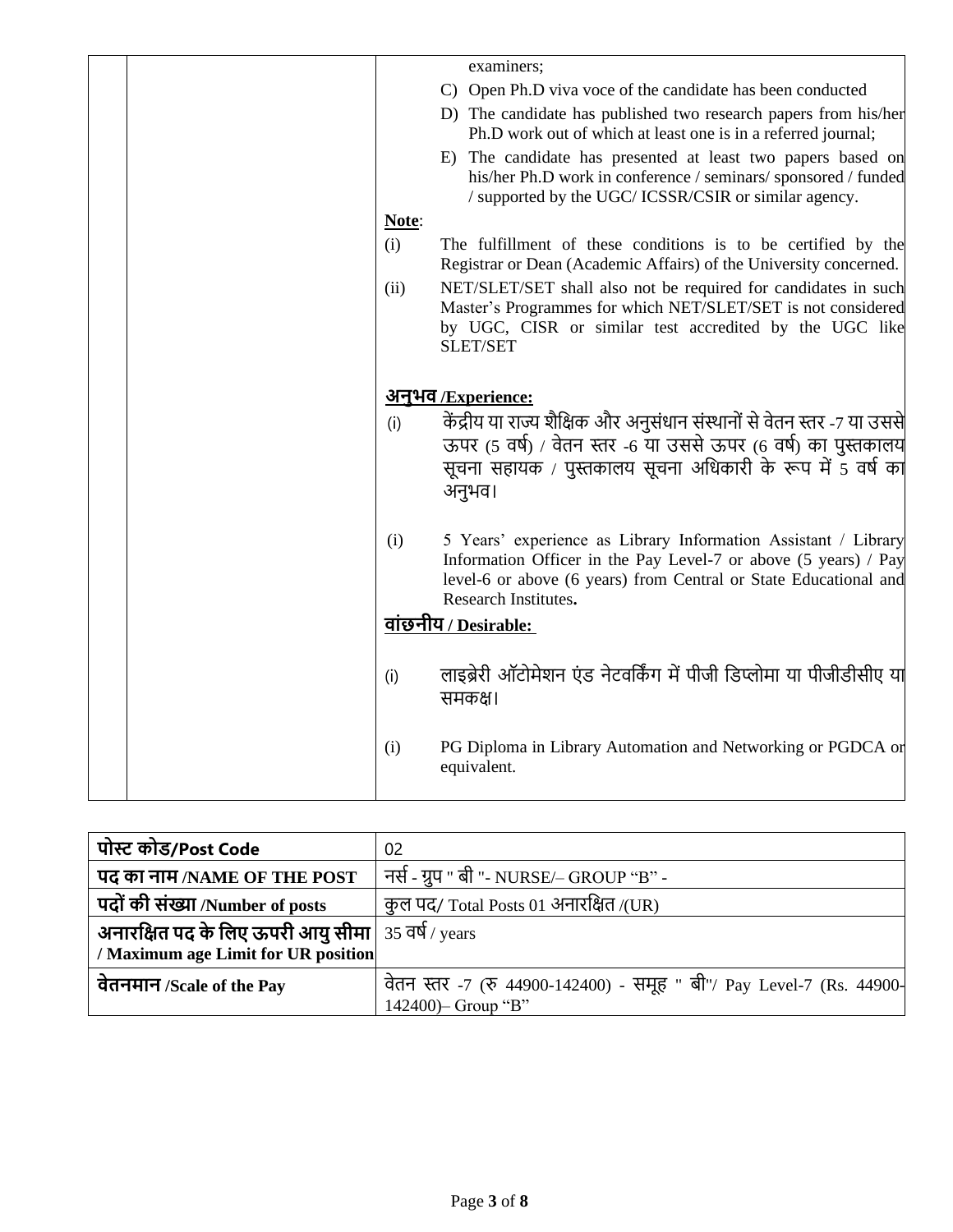| | | examiners;<br>C) Open Ph.D viva voce of the candidate has been conducted<br>D) The candidate has published two research papers from his/her Ph.D work out of which at least one is in a referred journal;<br>E) The candidate has presented at least two papers based on his/her Ph.D work in conference / seminars/ sponsored / funded / supported by the UGC/ ICSSR/CSIR or similar agency.<br>**Note**:<br>(i) The fulfillment of these conditions is to be certified by the Registrar or Dean (Academic Affairs) of the University concerned.<br>(ii) NET/SLET/SET shall also not be required for candidates in such Master's Programmes for which NET/SLET/SET is not considered by UGC, CISR or similar test accredited by the UGC like SLET/SET<br><br>**अनुभव /Experience:**<br>(i) केंद्रीय या राज्य शैक्षिक और अनुसंधान संस्थानों से वेतन स्तर -7 या उससे ऊपर (5 वर्ष) / वेतन स्तर -6 या उससे ऊपर (6 वर्ष) का पुस्तकालय सूचना सहायक / पुस्तकालय सूचना अधिकारी के रूप में 5 वर्ष का अनुभव।<br><br>(i) 5 Years' experience as Library Information Assistant / Library Information Officer in the Pay Level-7 or above (5 years) / Pay level-6 or above (6 years) from Central or State Educational and Research Institutes**.**<br>**वांछनीय / Desirable:**<br><br>(i) लाइब्रेरी ऑटोमेशन एंड नेटवर्किंग में पीजी डिप्लोमा या पीजीडीसीए या समकक्ष।<br><br>(i) PG Diploma in Library Automation and Networking or PGDCA or equivalent. |
|---|---|---|

| **पोस्ट कोड/Post Code** | 02 |
|---|---|
| **पद का नाम /NAME OF THE POST** | नर्स - ग्रुप " बी "- NURSE/– GROUP "B" - |
| **पदों की संख्या /Number of posts** | कुल पद/ Total Posts 01 अनारक्षित /(UR) |
| **अनारक्षित पद के लिए ऊपरी आयु सीमा / Maximum age Limit for UR position** | 35 वर्ष / years |
| **वेतनमान /Scale of the Pay** | वेतन स्तर -7 (रु 44900-142400) - समूह " बी"/ Pay Level-7 (Rs. 44900-142400)– Group "B" |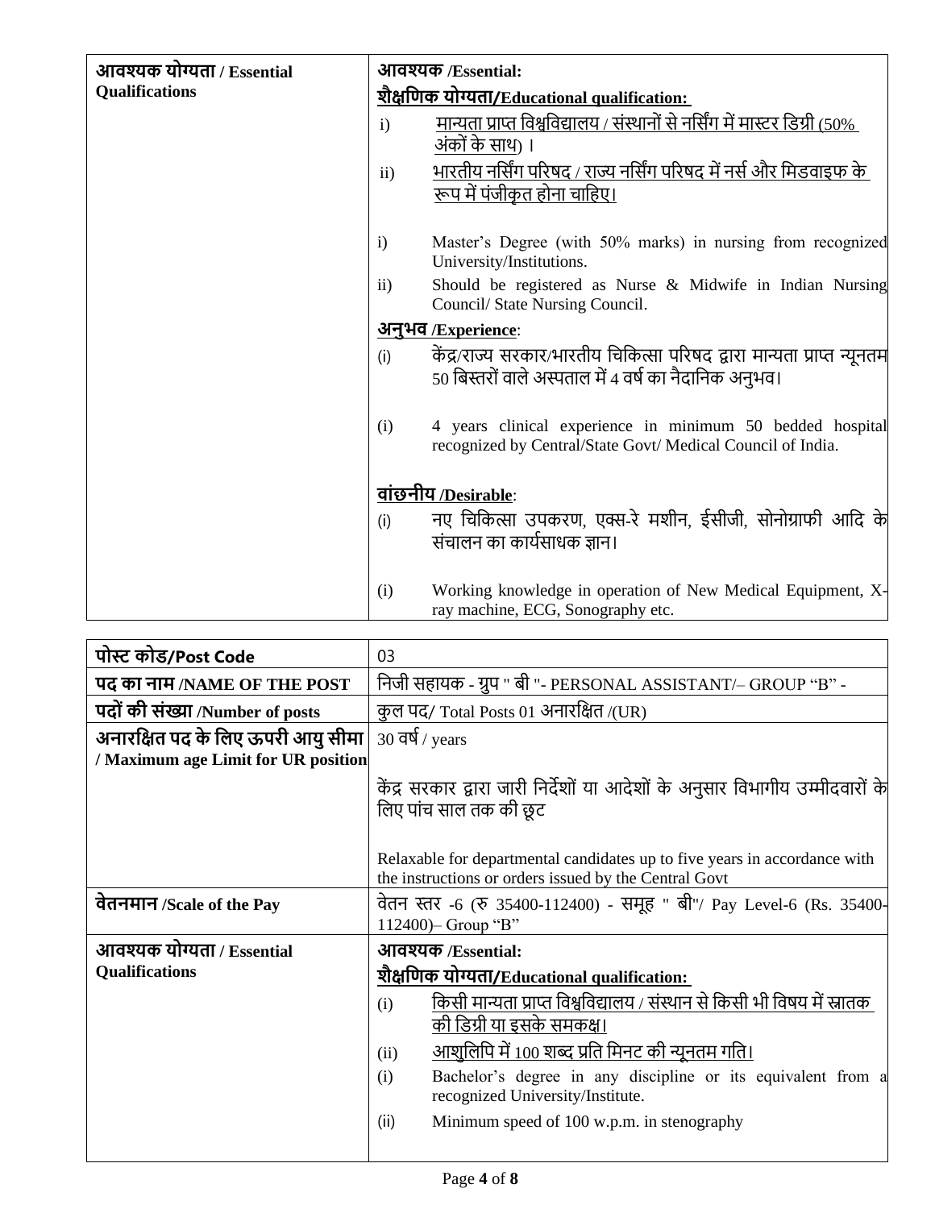| आवश्यक योग्यता / Essential Qualifications | **आवश्यक /Essential:**<br>**शैक्षणिक योग्यता/Educational qualification:**<br>i) मान्यता प्राप्त विश्वविद्यालय / संस्थानों से नर्सिंग में मास्टर डिग्री (50% अंकों के साथ) ।<br>ii) भारतीय नर्सिंग परिषद / राज्य नर्सिंग परिषद में नर्स और मिडवाइफ के रूप में पंजीकृत होना चाहिए।<br><br>i) Master's Degree (with 50% marks) in nursing from recognized University/Institutions.<br>ii) Should be registered as Nurse & Midwife in Indian Nursing Council/ State Nursing Council.<br>**अनुभव /Experience**:<br>(i) केंद्र/राज्य सरकार/भारतीय चिकित्सा परिषद द्वारा मान्यता प्राप्त न्यूनतम 50 बिस्तरों वाले अस्पताल में 4 वर्ष का नैदानिक अनुभव।<br><br>(i) 4 years clinical experience in minimum 50 bedded hospital recognized by Central/State Govt/ Medical Council of India.<br><br>**वांछनीय /Desirable**:<br>(i) नए चिकित्सा उपकरण, एक्स-रे मशीन, ईसीजी, सोनोग्राफी आदि के संचालन का कार्यसाधक ज्ञान।<br><br>(i) Working knowledge in operation of New Medical Equipment, X-ray machine, ECG, Sonography etc. |
|---|---|

| पोस्ट कोड/Post Code | 03 |
|---|---|
| **पद का नाम /NAME OF THE POST** | निजी सहायक - ग्रुप " बी "- PERSONAL ASSISTANT/– GROUP "B" - |
| **पदों की संख्या /Number of posts** | कुल पद/ Total Posts 01 अनारक्षित /(UR) |
| **अनारक्षित पद के लिए ऊपरी आयु सीमा / Maximum age Limit for UR position** | 30 वर्ष / years<br><br>केंद्र सरकार द्वारा जारी निर्देशों या आदेशों के अनुसार विभागीय उम्मीदवारों के लिए पांच साल तक की छूट<br><br>Relaxable for departmental candidates up to five years in accordance with the instructions or orders issued by the Central Govt |
| **वेतनमान /Scale of the Pay** | वेतन स्तर -6 (रु 35400-112400) - समूह " बी"/ Pay Level-6 (Rs. 35400-112400)– Group "B" |
| **आवश्यक योग्यता / Essential Qualifications** | **आवश्यक /Essential:**<br>**शैक्षणिक योग्यता/Educational qualification:**<br>(i) किसी मान्यता प्राप्त विश्वविद्यालय / संस्थान से किसी भी विषय में स्नातक की डिग्री या इसके समकक्ष।<br>(ii) आशुलिपि में 100 शब्द प्रति मिनट की न्यूनतम गति।<br>(i) Bachelor's degree in any discipline or its equivalent from a recognized University/Institute.<br>(ii) Minimum speed of 100 w.p.m. in stenography |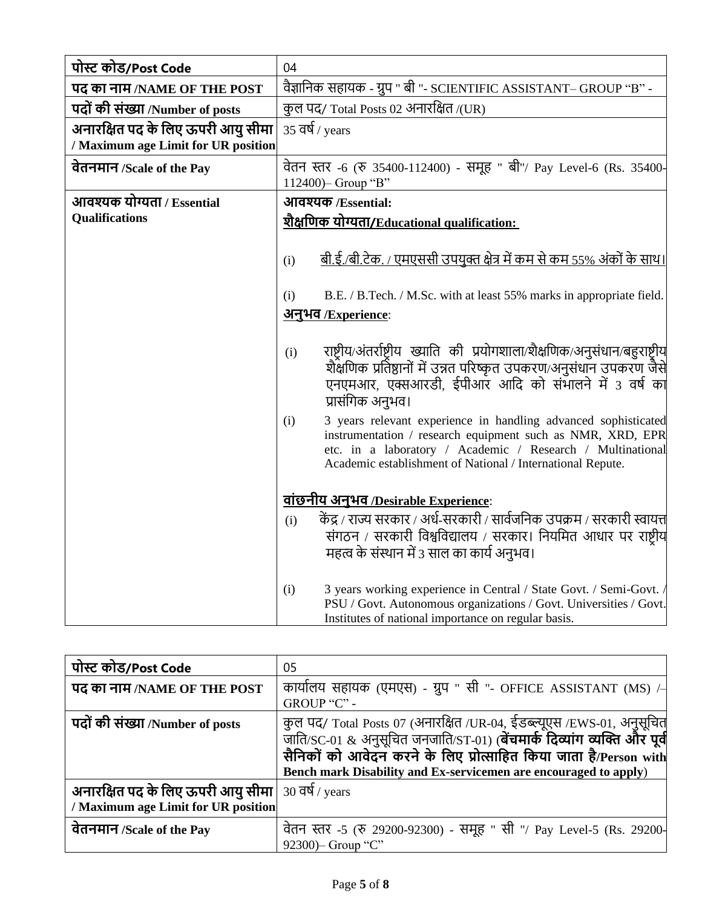| पोस्ट कोड/Post Code | 04 |
|---|---|
| **पद का नाम /NAME OF THE POST** | वैज्ञानिक सहायक - ग्रुप " बी "- SCIENTIFIC ASSISTANT– GROUP “B” - |
| **पदों की संख्या /Number of posts** | कुल पद/ Total Posts 02 अनारक्षित /(UR) |
| **अनारक्षित पद के लिए ऊपरी आयु सीमा / Maximum age Limit for UR position** | 35 वर्ष / years |
| **वेतनमान /Scale of the Pay** | वेतन स्तर -6 (रु 35400-112400) - समूह " बी"/ Pay Level-6 (Rs. 35400-112400)– Group “B” |
| **आवश्यक योग्यता / Essential Qualifications** | **आवश्यक /Essential:**<br>**<u>शैक्षणिक योग्यता/Educational qualification:</u>**<br>(i) <u>बी.ई./बी.टेक. / एमएससी उपयुक्त क्षेत्र में कम से कम 55% अंकों के साथ।</u><br>(i) B.E. / B.Tech. / M.Sc. with at least 55% marks in appropriate field.<br>**<u>अनुभव /Experience</u>**:<br>(i) राष्ट्रीय/अंतर्राष्ट्रीय ख्याति की प्रयोगशाला/शैक्षणिक/अनुसंधान/बहुराष्ट्रीय शैक्षणिक प्रतिष्ठानों में उन्नत परिष्कृत उपकरण/अनुसंधान उपकरण जैसे एनएमआर, एक्सआरडी, ईपीआर आदि को संभालने में 3 वर्ष का प्रासंगिक अनुभव।<br>(i) 3 years relevant experience in handling advanced sophisticated instrumentation / research equipment such as NMR, XRD, EPR etc. in a laboratory / Academic / Research / Multinational Academic establishment of National / International Repute.<br>**<u>वांछनीय अनुभव /Desirable Experience</u>**:<br>(i) केंद्र / राज्य सरकार / अर्ध-सरकारी / सार्वजनिक उपक्रम / सरकारी स्वायत्त संगठन / सरकारी विश्वविद्यालय / सरकार। नियमित आधार पर राष्ट्रीय महत्व के संस्थान में 3 साल का कार्य अनुभव।<br>(i) 3 years working experience in Central / State Govt. / Semi-Govt. / PSU / Govt. Autonomous organizations / Govt. Universities / Govt. Institutes of national importance on regular basis. |

| पोस्ट कोड/Post Code | 05 |
|---|---|
| **पद का नाम /NAME OF THE POST** | कार्यालय सहायक (एमएस) - ग्रुप " सी "- OFFICE ASSISTANT (MS) /– GROUP “C” - |
| **पदों की संख्या /Number of posts** | कुल पद/ Total Posts 07 (अनारक्षित /UR-04, ईडब्ल्यूएस /EWS-01, अनुसूचित जाति/SC-01 & अनुसूचित जनजाति/ST-01) (**बेंचमार्क दिव्यांग व्यक्ति और पूर्व सैनिकों को आवेदन करने के लिए प्रोत्साहित किया जाता है/Person with Bench mark Disability and Ex-servicemen are encouraged to apply**) |
| **अनारक्षित पद के लिए ऊपरी आयु सीमा / Maximum age Limit for UR position** | 30 वर्ष / years |
| **वेतनमान /Scale of the Pay** | वेतन स्तर -5 (रु 29200-92300) - समूह " सी "/ Pay Level-5 (Rs. 29200-92300)– Group “C” |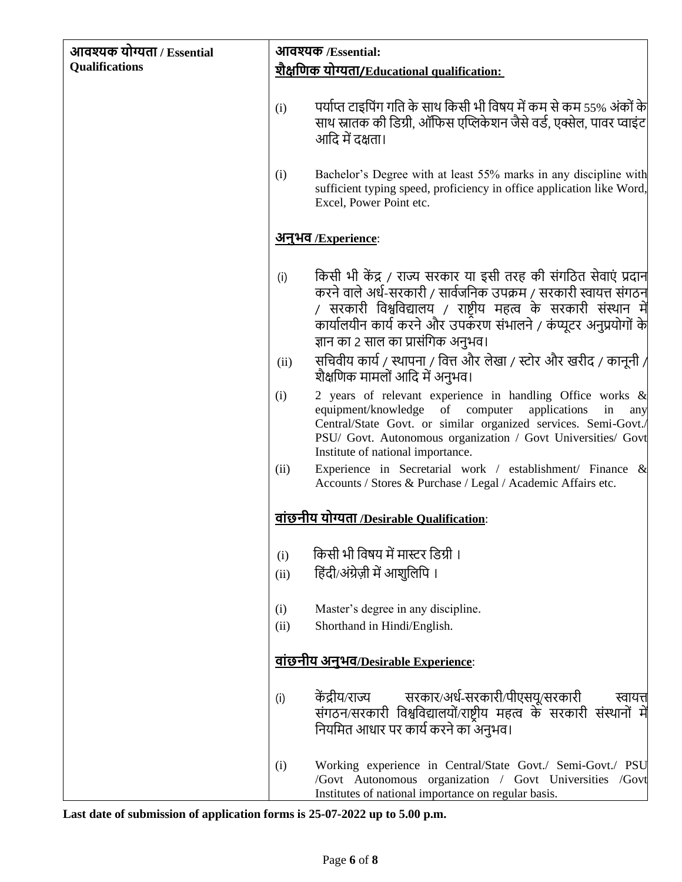| आवश्यक योग्यता / Essential Qualifications | **आवश्यक /Essential:**<br><br>**<u>शैक्षणिक योग्यता/Educational qualification:</u>**<br><br>(i) पर्याप्त टाइपिंग गति के साथ किसी भी विषय में कम से कम 55% अंकों के साथ स्नातक की डिग्री, ऑफिस एप्लिकेशन जैसे वर्ड, एक्सेल, पावर प्वाइंट आदि में दक्षता।<br><br>(i) Bachelor's Degree with at least 55% marks in any discipline with sufficient typing speed, proficiency in office application like Word, Excel, Power Point etc.<br><br>**<u>अनुभव /Experience</u>**:<br><br>(i) किसी भी केंद्र / राज्य सरकार या इसी तरह की संगठित सेवाएं प्रदान करने वाले अर्ध-सरकारी / सार्वजनिक उपक्रम / सरकारी स्वायत्त संगठन / सरकारी विश्वविद्यालय / राष्ट्रीय महत्व के सरकारी संस्थान में कार्यालयीन कार्य करने और उपकरण संभालने / कंप्यूटर अनुप्रयोगों के ज्ञान का 2 साल का प्रासंगिक अनुभव।<br>(ii) सचिवीय कार्य / स्थापना / वित्त और लेखा / स्टोर और खरीद / कानूनी / शैक्षणिक मामलों आदि में अनुभव।<br>(i) 2 years of relevant experience in handling Office works & equipment/knowledge of computer applications in any Central/State Govt. or similar organized services. Semi-Govt./ PSU/ Govt. Autonomous organization / Govt Universities/ Govt Institute of national importance.<br>(ii) Experience in Secretarial work / establishment/ Finance & Accounts / Stores & Purchase / Legal / Academic Affairs etc.<br><br>**<u>वांछनीय योग्यता /Desirable Qualification</u>**:<br><br>(i) किसी भी विषय में मास्टर डिग्री ।<br>(ii) हिंदी/अंग्रेज़ी में आशुलिपि ।<br><br>(i) Master's degree in any discipline.<br>(ii) Shorthand in Hindi/English.<br><br>**<u>वांछनीय अनुभव/Desirable Experience</u>**:<br><br>(i) केंद्रीय/राज्य सरकार/अर्ध-सरकारी/पीएसयू/सरकारी स्वायत्त संगठन/सरकारी विश्वविद्यालयों/राष्ट्रीय महत्व के सरकारी संस्थानों में नियमित आधार पर कार्य करने का अनुभव।<br><br>(i) Working experience in Central/State Govt./ Semi-Govt./ PSU /Govt Autonomous organization / Govt Universities /Govt Institutes of national importance on regular basis. |
|---|---|

**Last date of submission of application forms is 25-07-2022 up to 5.00 p.m.**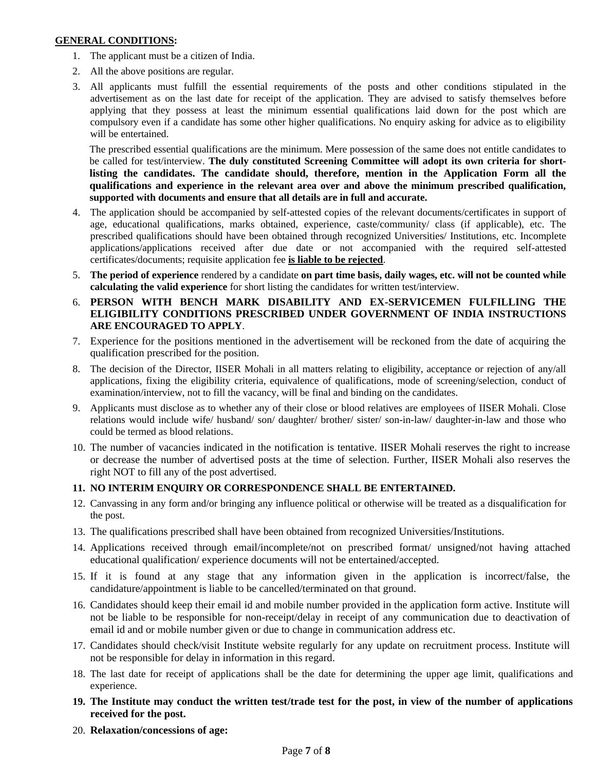**GENERAL CONDITIONS:**

1. The applicant must be a citizen of India.
2. All the above positions are regular.
3. All applicants must fulfill the essential requirements of the posts and other conditions stipulated in the advertisement as on the last date for receipt of the application. They are advised to satisfy themselves before applying that they possess at least the minimum essential qualifications laid down for the post which are compulsory even if a candidate has some other higher qualifications. No enquiry asking for advice as to eligibility will be entertained.

   The prescribed essential qualifications are the minimum. Mere possession of the same does not entitle candidates to be called for test/interview. **The duly constituted Screening Committee will adopt its own criteria for short-listing the candidates. The candidate should, therefore, mention in the Application Form all the qualifications and experience in the relevant area over and above the minimum prescribed qualification, supported with documents and ensure that all details are in full and accurate.**
4. The application should be accompanied by self-attested copies of the relevant documents/certificates in support of age, educational qualifications, marks obtained, experience, caste/community/ class (if applicable), etc. The prescribed qualifications should have been obtained through recognized Universities/ Institutions, etc. Incomplete applications/applications received after due date or not accompanied with the required self-attested certificates/documents; requisite application fee **is liable to be rejected**.
5. **The period of experience** rendered by a candidate **on part time basis, daily wages, etc. will not be counted while calculating the valid experience** for short listing the candidates for written test/interview.
6. **PERSON WITH BENCH MARK DISABILITY AND EX-SERVICEMEN FULFILLING THE ELIGIBILITY CONDITIONS PRESCRIBED UNDER GOVERNMENT OF INDIA INSTRUCTIONS ARE ENCOURAGED TO APPLY**.
7. Experience for the positions mentioned in the advertisement will be reckoned from the date of acquiring the qualification prescribed for the position.
8. The decision of the Director, IISER Mohali in all matters relating to eligibility, acceptance or rejection of any/all applications, fixing the eligibility criteria, equivalence of qualifications, mode of screening/selection, conduct of examination/interview, not to fill the vacancy, will be final and binding on the candidates.
9. Applicants must disclose as to whether any of their close or blood relatives are employees of IISER Mohali. Close relations would include wife/ husband/ son/ daughter/ brother/ sister/ son-in-law/ daughter-in-law and those who could be termed as blood relations.
10. The number of vacancies indicated in the notification is tentative. IISER Mohali reserves the right to increase or decrease the number of advertised posts at the time of selection. Further, IISER Mohali also reserves the right NOT to fill any of the post advertised.
11. **NO INTERIM ENQUIRY OR CORRESPONDENCE SHALL BE ENTERTAINED.**
12. Canvassing in any form and/or bringing any influence political or otherwise will be treated as a disqualification for the post.
13. The qualifications prescribed shall have been obtained from recognized Universities/Institutions.
14. Applications received through email/incomplete/not on prescribed format/ unsigned/not having attached educational qualification/ experience documents will not be entertained/accepted.
15. If it is found at any stage that any information given in the application is incorrect/false, the candidature/appointment is liable to be cancelled/terminated on that ground.
16. Candidates should keep their email id and mobile number provided in the application form active. Institute will not be liable to be responsible for non-receipt/delay in receipt of any communication due to deactivation of email id and or mobile number given or due to change in communication address etc.
17. Candidates should check/visit Institute website regularly for any update on recruitment process. Institute will not be responsible for delay in information in this regard.
18. The last date for receipt of applications shall be the date for determining the upper age limit, qualifications and experience.
19. **The Institute may conduct the written test/trade test for the post, in view of the number of applications received for the post.**
20. **Relaxation/concessions of age:**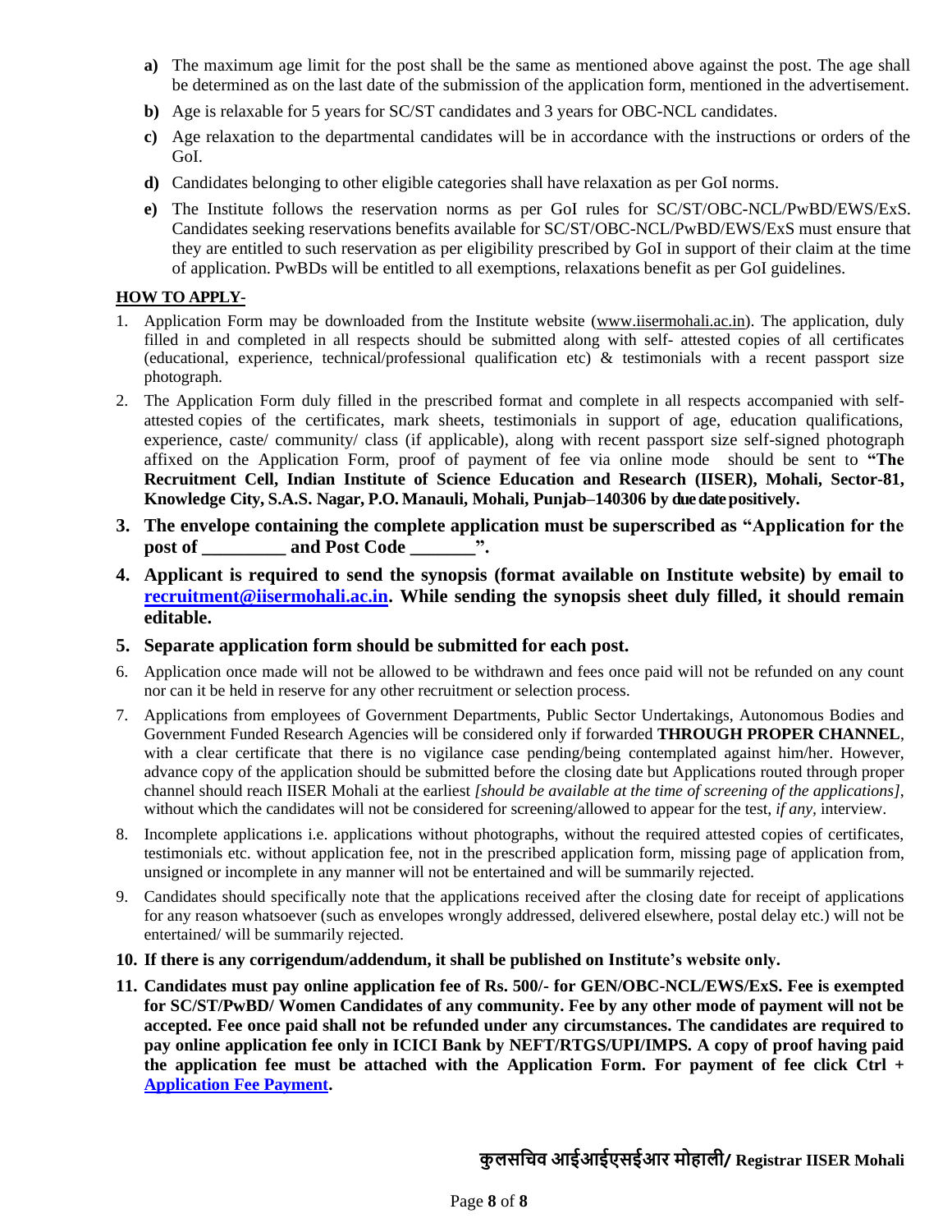a) The maximum age limit for the post shall be the same as mentioned above against the post. The age shall be determined as on the last date of the submission of the application form, mentioned in the advertisement.

b) Age is relaxable for 5 years for SC/ST candidates and 3 years for OBC-NCL candidates.

c) Age relaxation to the departmental candidates will be in accordance with the instructions or orders of the GoI.

d) Candidates belonging to other eligible categories shall have relaxation as per GoI norms.

e) The Institute follows the reservation norms as per GoI rules for SC/ST/OBC-NCL/PwBD/EWS/ExS. Candidates seeking reservations benefits available for SC/ST/OBC-NCL/PwBD/EWS/ExS must ensure that they are entitled to such reservation as per eligibility prescribed by GoI in support of their claim at the time of application. PwBDs will be entitled to all exemptions, relaxations benefit as per GoI guidelines.

**HOW TO APPLY-**

1. Application Form may be downloaded from the Institute website (www.iisermohali.ac.in). The application, duly filled in and completed in all respects should be submitted along with self- attested copies of all certificates (educational, experience, technical/professional qualification etc) & testimonials with a recent passport size photograph.
2. The Application Form duly filled in the prescribed format and complete in all respects accompanied with self-attested copies of the certificates, mark sheets, testimonials in support of age, education qualifications, experience, caste/ community/ class (if applicable), along with recent passport size self-signed photograph affixed on the Application Form, proof of payment of fee via online mode should be sent to **"The Recruitment Cell, Indian Institute of Science Education and Research (IISER), Mohali, Sector-81, Knowledge City, S.A.S. Nagar, P.O. Manauli, Mohali, Punjab–140306 by due date positively.**
3. **The envelope containing the complete application must be superscribed as "Application for the post of _________ and Post Code _______".**
4. **Applicant is required to send the synopsis (format available on Institute website) by email to [recruitment@iisermohali.ac.in](mailto:recruitment@iisermohali.ac.in). While sending the synopsis sheet duly filled, it should remain editable.**
5. **Separate application form should be submitted for each post.**
6. Application once made will not be allowed to be withdrawn and fees once paid will not be refunded on any count nor can it be held in reserve for any other recruitment or selection process.
7. Applications from employees of Government Departments, Public Sector Undertakings, Autonomous Bodies and Government Funded Research Agencies will be considered only if forwarded **THROUGH PROPER CHANNEL**, with a clear certificate that there is no vigilance case pending/being contemplated against him/her. However, advance copy of the application should be submitted before the closing date but Applications routed through proper channel should reach IISER Mohali at the earliest *[should be available at the time of screening of the applications]*, without which the candidates will not be considered for screening/allowed to appear for the test, *if any*, interview.
8. Incomplete applications i.e. applications without photographs, without the required attested copies of certificates, testimonials etc. without application fee, not in the prescribed application form, missing page of application from, unsigned or incomplete in any manner will not be entertained and will be summarily rejected.
9. Candidates should specifically note that the applications received after the closing date for receipt of applications for any reason whatsoever (such as envelopes wrongly addressed, delivered elsewhere, postal delay etc.) will not be entertained/ will be summarily rejected.
10. **If there is any corrigendum/addendum, it shall be published on Institute's website only.**
11. **Candidates must pay online application fee of Rs. 500/- for GEN/OBC-NCL/EWS/ExS. Fee is exempted for SC/ST/PwBD/ Women Candidates of any community. Fee by any other mode of payment will not be accepted. Fee once paid shall not be refunded under any circumstances. The candidates are required to pay online application fee only in ICICI Bank by NEFT/RTGS/UPI/IMPS. A copy of proof having paid the application fee must be attached with the Application Form. For payment of fee click Ctrl + Application Fee Payment.**

**कुलसचिव आईआईएसईआर मोहाली/ Registrar IISER Mohali**